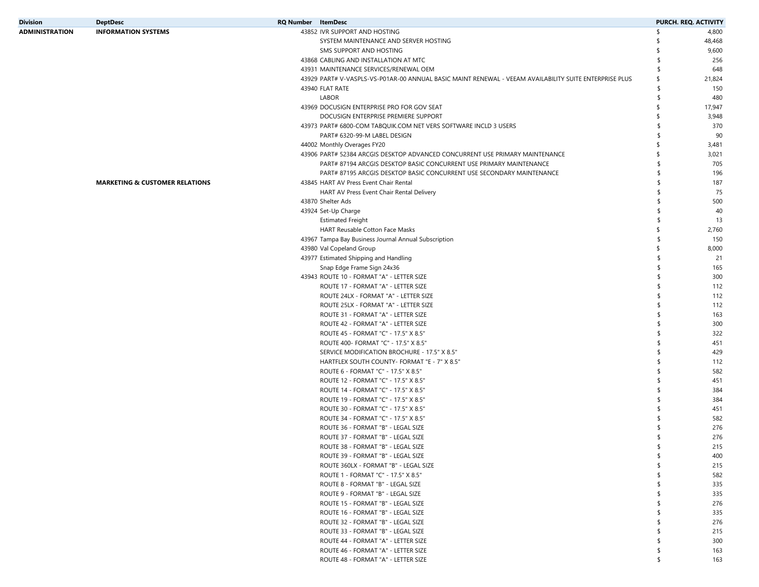| Division | DeptDesc | RQ Number | ItemDesc | PURCH. REQ. ACTIVITY |
|---|---|---|---|---|
| ADMINISTRATION | INFORMATION SYSTEMS | 43852 | IVR SUPPORT AND HOSTING | $ 4,800 |
| | | | SYSTEM MAINTENANCE AND SERVER HOSTING | $ 48,468 |
| | | | SMS SUPPORT AND HOSTING | $ 9,600 |
| | | 43868 | CABLING AND INSTALLATION AT MTC | $ 256 |
| | | 43931 | MAINTENANCE SERVICES/RENEWAL OEM | $ 648 |
| | | 43929 | PART# V-VASPLS-VS-P01AR-00 ANNUAL BASIC MAINT RENEWAL - VEEAM AVAILABILITY SUITE ENTERPRISE PLUS | $ 21,824 |
| | | 43940 | FLAT RATE | $ 150 |
| | | | LABOR | $ 480 |
| | | 43969 | DOCUSIGN ENTERPRISE PRO FOR GOV SEAT | $ 17,947 |
| | | | DOCUSIGN ENTERPRISE PREMIERE SUPPORT | $ 3,948 |
| | | 43973 | PART# 6800-COM TABQUIK.COM NET VERS SOFTWARE INCLD 3 USERS | $ 370 |
| | | | PART# 6320-99-M LABEL DESIGN | $ 90 |
| | | 44002 | Monthly Overages FY20 | $ 3,481 |
| | | 43906 | PART# 52384 ARCGIS DESKTOP ADVANCED CONCURRENT USE PRIMARY MAINTENANCE | $ 3,021 |
| | | | PART# 87194 ARCGIS DESKTOP BASIC CONCURRENT USE PRIMARY MAINTENANCE | $ 705 |
| | | | PART# 87195 ARCGIS DESKTOP BASIC CONCURRENT USE SECONDARY MAINTENANCE | $ 196 |
| | MARKETING & CUSTOMER RELATIONS | 43845 | HART AV Press Event Chair Rental | $ 187 |
| | | | HART AV Press Event Chair Rental Delivery | $ 75 |
| | | 43870 | Shelter Ads | $ 500 |
| | | 43924 | Set-Up Charge | $ 40 |
| | | | Estimated Freight | $ 13 |
| | | | HART Reusable Cotton Face Masks | $ 2,760 |
| | | 43967 | Tampa Bay Business Journal Annual Subscription | $ 150 |
| | | 43980 | Val Copeland Group | $ 8,000 |
| | | 43977 | Estimated Shipping and Handling | $ 21 |
| | | | Snap Edge Frame Sign 24x36 | $ 165 |
| | | 43943 | ROUTE 10 - FORMAT "A" - LETTER SIZE | $ 300 |
| | | | ROUTE 17 - FORMAT "A" - LETTER SIZE | $ 112 |
| | | | ROUTE 24LX - FORMAT "A" - LETTER SIZE | $ 112 |
| | | | ROUTE 25LX - FORMAT "A" - LETTER SIZE | $ 112 |
| | | | ROUTE 31 - FORMAT "A" - LETTER SIZE | $ 163 |
| | | | ROUTE 42 - FORMAT "A" - LETTER SIZE | $ 300 |
| | | | ROUTE 45 - FORMAT "C" - 17.5" X 8.5" | $ 322 |
| | | | ROUTE 400- FORMAT "C" - 17.5" X 8.5" | $ 451 |
| | | | SERVICE MODIFICATION BROCHURE - 17.5" X 8.5" | $ 429 |
| | | | HARTFLEX SOUTH COUNTY- FORMAT "E - 7" X 8.5" | $ 112 |
| | | | ROUTE 6 - FORMAT "C" - 17.5" X 8.5" | $ 582 |
| | | | ROUTE 12 - FORMAT "C" - 17.5" X 8.5" | $ 451 |
| | | | ROUTE 14 - FORMAT "C" - 17.5" X 8.5" | $ 384 |
| | | | ROUTE 19 - FORMAT "C" - 17.5" X 8.5" | $ 384 |
| | | | ROUTE 30 - FORMAT "C" - 17.5" X 8.5" | $ 451 |
| | | | ROUTE 34 - FORMAT "C" - 17.5" X 8.5" | $ 582 |
| | | | ROUTE 36 - FORMAT "B" - LEGAL SIZE | $ 276 |
| | | | ROUTE 37 - FORMAT "B" - LEGAL SIZE | $ 276 |
| | | | ROUTE 38 - FORMAT "B" - LEGAL SIZE | $ 215 |
| | | | ROUTE 39 - FORMAT "B" - LEGAL SIZE | $ 400 |
| | | | ROUTE 360LX - FORMAT "B" - LEGAL SIZE | $ 215 |
| | | | ROUTE 1 - FORMAT "C" - 17.5" X 8.5" | $ 582 |
| | | | ROUTE 8 - FORMAT "B" - LEGAL SIZE | $ 335 |
| | | | ROUTE 9 - FORMAT "B" - LEGAL SIZE | $ 335 |
| | | | ROUTE 15 - FORMAT "B" - LEGAL SIZE | $ 276 |
| | | | ROUTE 16 - FORMAT "B" - LEGAL SIZE | $ 335 |
| | | | ROUTE 32 - FORMAT "B" - LEGAL SIZE | $ 276 |
| | | | ROUTE 33 - FORMAT "B" - LEGAL SIZE | $ 215 |
| | | | ROUTE 44 - FORMAT "A" - LETTER SIZE | $ 300 |
| | | | ROUTE 46 - FORMAT "A" - LETTER SIZE | $ 163 |
| | | | ROUTE 48 - FORMAT "A" - LETTER SIZE | $ 163 |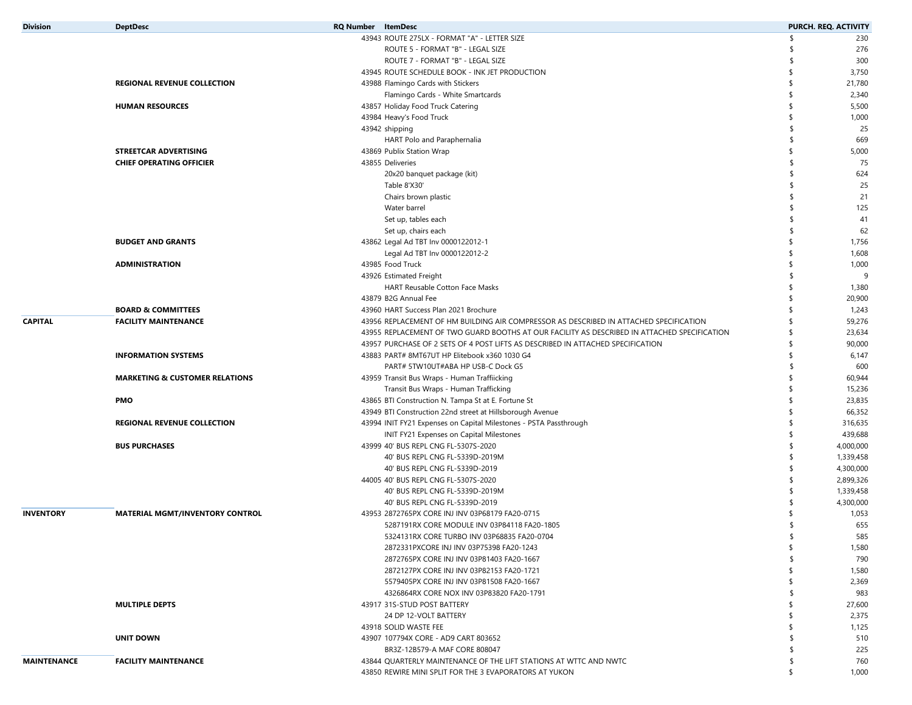| Division | DeptDesc | RQ Number | ItemDesc | PURCH. REQ. ACTIVITY |
|---|---|---|---|---|
| | | 43943 | ROUTE 275LX - FORMAT "A" - LETTER SIZE | $ 230 |
| | | | ROUTE 5 - FORMAT "B" - LEGAL SIZE | $ 276 |
| | | | ROUTE 7 - FORMAT "B" - LEGAL SIZE | $ 300 |
| | | 43945 | ROUTE SCHEDULE BOOK - INK JET PRODUCTION | $ 3,750 |
| | **REGIONAL REVENUE COLLECTION** | 43988 | Flamingo Cards with Stickers | $ 21,780 |
| | | | Flamingo Cards - White Smartcards | $ 2,340 |
| | **HUMAN RESOURCES** | 43857 | Holiday Food Truck Catering | $ 5,500 |
| | | 43984 | Heavy's Food Truck | $ 1,000 |
| | | 43942 | shipping | $ 25 |
| | | | HART Polo and Paraphernalia | $ 669 |
| | **STREETCAR ADVERTISING** | 43869 | Publix Station Wrap | $ 5,000 |
| | **CHIEF OPERATING OFFICIER** | 43855 | Deliveries | $ 75 |
| | | | 20x20 banquet package (kit) | $ 624 |
| | | | Table 8'X30' | $ 25 |
| | | | Chairs brown plastic | $ 21 |
| | | | Water barrel | $ 125 |
| | | | Set up, tables each | $ 41 |
| | | | Set up, chairs each | $ 62 |
| | **BUDGET AND GRANTS** | 43862 | Legal Ad TBT Inv 0000122012-1 | $ 1,756 |
| | | | Legal Ad TBT Inv 0000122012-2 | $ 1,608 |
| | **ADMINISTRATION** | 43985 | Food Truck | $ 1,000 |
| | | 43926 | Estimated Freight | $ 9 |
| | | | HART Reusable Cotton Face Masks | $ 1,380 |
| | | 43879 | B2G Annual Fee | $ 20,900 |
| | **BOARD & COMMITTEES** | 43960 | HART Success Plan 2021 Brochure | $ 1,243 |
| **CAPITAL** | **FACILITY MAINTENANCE** | 43956 | REPLACEMENT OF HM BUILDING AIR COMPRESSOR AS DESCRIBED IN ATTACHED SPECIFICATION | $ 59,276 |
| | | 43955 | REPLACEMENT OF TWO GUARD BOOTHS AT OUR FACILITY AS DESCRIBED IN ATTACHED SPECIFICATION | $ 23,634 |
| | | 43957 | PURCHASE OF 2 SETS OF 4 POST LIFTS AS DESCRIBED IN ATTACHED SPECIFICATION | $ 90,000 |
| | **INFORMATION SYSTEMS** | 43883 | PART# 8MT67UT HP Elitebook x360 1030 G4 | $ 6,147 |
| | | | PART# 5TW10UT#ABA HP USB-C Dock G5 | $ 600 |
| | **MARKETING & CUSTOMER RELATIONS** | 43959 | Transit Bus Wraps - Human Traffiicking | $ 60,944 |
| | | | Transit Bus Wraps - Human Trafficking | $ 15,236 |
| | **PMO** | 43865 | BTI Construction N. Tampa St at E. Fortune St | $ 23,835 |
| | | 43949 | BTI Construction 22nd street at Hillsborough Avenue | $ 66,352 |
| | **REGIONAL REVENUE COLLECTION** | 43994 | INIT FY21 Expenses on Capital Milestones - PSTA Passthrough | $ 316,635 |
| | | | INIT FY21 Expenses on Capital Milestones | $ 439,688 |
| | **BUS PURCHASES** | 43999 | 40' BUS REPL CNG FL-5307S-2020 | $ 4,000,000 |
| | | | 40' BUS REPL CNG FL-5339D-2019M | $ 1,339,458 |
| | | | 40' BUS REPL CNG FL-5339D-2019 | $ 4,300,000 |
| | | 44005 | 40' BUS REPL CNG FL-5307S-2020 | $ 2,899,326 |
| | | | 40' BUS REPL CNG FL-5339D-2019M | $ 1,339,458 |
| | | | 40' BUS REPL CNG FL-5339D-2019 | $ 4,300,000 |
| **INVENTORY** | **MATERIAL MGMT/INVENTORY CONTROL** | 43953 | 2872765PX CORE INJ INV 03P68179 FA20-0715 | $ 1,053 |
| | | | 5287191RX CORE MODULE INV 03P84118 FA20-1805 | $ 655 |
| | | | 5324131RX CORE TURBO INV 03P68835 FA20-0704 | $ 585 |
| | | | 2872331PXCORE INJ INV 03P75398 FA20-1243 | $ 1,580 |
| | | | 2872765PX CORE INJ INV 03P81403 FA20-1667 | $ 790 |
| | | | 2872127PX CORE INJ INV 03P82153 FA20-1721 | $ 1,580 |
| | | | 5579405PX CORE INJ INV 03P81508 FA20-1667 | $ 2,369 |
| | | | 4326864RX CORE NOX INV 03P83820 FA20-1791 | $ 983 |
| | **MULTIPLE DEPTS** | 43917 | 31S-STUD POST BATTERY | $ 27,600 |
| | | | 24 DP 12-VOLT BATTERY | $ 2,375 |
| | | 43918 | SOLID WASTE FEE | $ 1,125 |
| | **UNIT DOWN** | 43907 | 107794X CORE - AD9 CART 803652 | $ 510 |
| | | | BR3Z-12B579-A MAF CORE 808047 | $ 225 |
| **MAINTENANCE** | **FACILITY MAINTENANCE** | 43844 | QUARTERLY MAINTENANCE OF THE LIFT STATIONS AT WTTC AND NWTC | $ 760 |
| | | 43850 | REWIRE MINI SPLIT FOR THE 3 EVAPORATORS AT YUKON | $ 1,000 |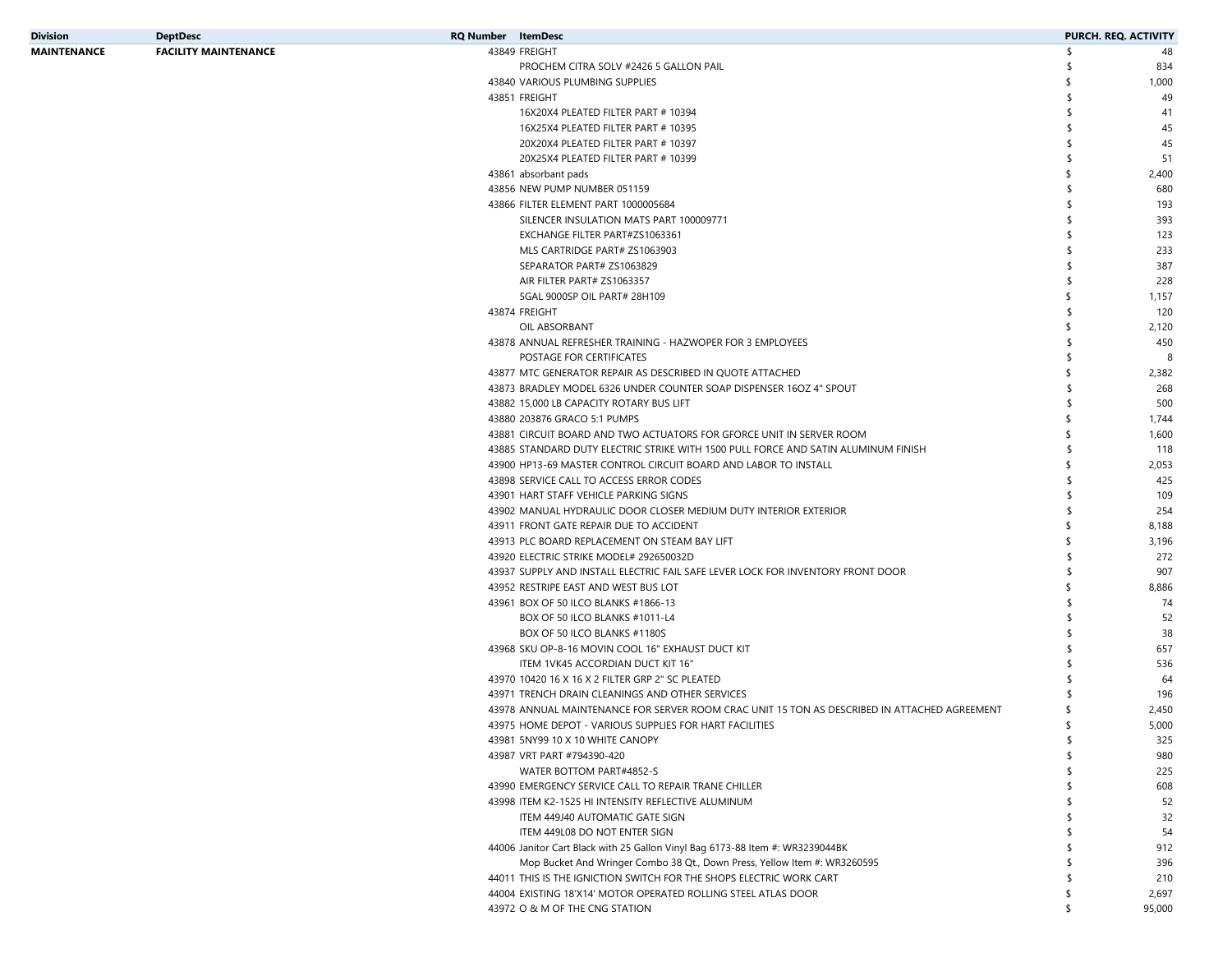| Division | DeptDesc | RQ Number | ItemDesc | PURCH. REQ. ACTIVITY |
|---|---|---|---|---|
| MAINTENANCE | FACILITY MAINTENANCE | 43849 | FREIGHT | $ 48 |
| | | | PROCHEM CITRA SOLV #2426 5 GALLON PAIL | $ 834 |
| | | 43840 | VARIOUS PLUMBING SUPPLIES | $ 1,000 |
| | | 43851 | FREIGHT | $ 49 |
| | | | 16X20X4 PLEATED FILTER PART # 10394 | $ 41 |
| | | | 16X25X4 PLEATED FILTER PART # 10395 | $ 45 |
| | | | 20X20X4 PLEATED FILTER PART # 10397 | $ 45 |
| | | | 20X25X4 PLEATED FILTER PART # 10399 | $ 51 |
| | | 43861 | absorbant pads | $ 2,400 |
| | | 43856 | NEW PUMP NUMBER 051159 | $ 680 |
| | | 43866 | FILTER ELEMENT PART 1000005684 | $ 193 |
| | | | SILENCER INSULATION MATS PART 100009771 | $ 393 |
| | | | EXCHANGE FILTER PART#ZS1063361 | $ 123 |
| | | | MLS CARTRIDGE PART# ZS1063903 | $ 233 |
| | | | SEPARATOR PART# ZS1063829 | $ 387 |
| | | | AIR FILTER PART# ZS1063357 | $ 228 |
| | | | 5GAL 9000SP OIL PART# 28H109 | $ 1,157 |
| | | 43874 | FREIGHT | $ 120 |
| | | | OIL ABSORBANT | $ 2,120 |
| | | 43878 | ANNUAL REFRESHER TRAINING - HAZWOPER FOR 3 EMPLOYEES | $ 450 |
| | | | POSTAGE FOR CERTIFICATES | $ 8 |
| | | 43877 | MTC GENERATOR REPAIR AS DESCRIBED IN QUOTE ATTACHED | $ 2,382 |
| | | 43873 | BRADLEY MODEL 6326 UNDER COUNTER SOAP DISPENSER 16OZ 4" SPOUT | $ 268 |
| | | 43882 | 15,000 LB CAPACITY ROTARY BUS LIFT | $ 500 |
| | | 43880 | 203876 GRACO 5:1 PUMPS | $ 1,744 |
| | | 43881 | CIRCUIT BOARD AND TWO ACTUATORS FOR GFORCE UNIT IN SERVER ROOM | $ 1,600 |
| | | 43885 | STANDARD DUTY ELECTRIC STRIKE WITH 1500 PULL FORCE AND SATIN ALUMINUM FINISH | $ 118 |
| | | 43900 | HP13-69 MASTER CONTROL CIRCUIT BOARD AND LABOR TO INSTALL | $ 2,053 |
| | | 43898 | SERVICE CALL TO ACCESS ERROR CODES | $ 425 |
| | | 43901 | HART STAFF VEHICLE PARKING SIGNS | $ 109 |
| | | 43902 | MANUAL HYDRAULIC DOOR CLOSER MEDIUM DUTY INTERIOR EXTERIOR | $ 254 |
| | | 43911 | FRONT GATE REPAIR DUE TO ACCIDENT | $ 8,188 |
| | | 43913 | PLC BOARD REPLACEMENT ON STEAM BAY LIFT | $ 3,196 |
| | | 43920 | ELECTRIC STRIKE MODEL# 292650032D | $ 272 |
| | | 43937 | SUPPLY AND INSTALL ELECTRIC FAIL SAFE LEVER LOCK FOR INVENTORY FRONT DOOR | $ 907 |
| | | 43952 | RESTRIPE EAST AND WEST BUS LOT | $ 8,886 |
| | | 43961 | BOX OF 50 ILCO BLANKS #1866-13 | $ 74 |
| | | | BOX OF 50 ILCO BLANKS #1011-L4 | $ 52 |
| | | | BOX OF 50 ILCO BLANKS #1180S | $ 38 |
| | | 43968 | SKU OP-8-16 MOVIN COOL 16" EXHAUST DUCT KIT | $ 657 |
| | | | ITEM 1VK45 ACCORDIAN DUCT KIT 16" | $ 536 |
| | | 43970 | 10420 16 X 16 X 2 FILTER GRP 2" SC PLEATED | $ 64 |
| | | 43971 | TRENCH DRAIN CLEANINGS AND OTHER SERVICES | $ 196 |
| | | 43978 | ANNUAL MAINTENANCE FOR SERVER ROOM CRAC UNIT 15 TON AS DESCRIBED IN ATTACHED AGREEMENT | $ 2,450 |
| | | 43975 | HOME DEPOT - VARIOUS SUPPLIES FOR HART FACILITIES | $ 5,000 |
| | | 43981 | 5NY99 10 X 10 WHITE CANOPY | $ 325 |
| | | 43987 | VRT PART #794390-420 | $ 980 |
| | | | WATER BOTTOM PART#4852-S | $ 225 |
| | | 43990 | EMERGENCY SERVICE CALL TO REPAIR TRANE CHILLER | $ 608 |
| | | 43998 | ITEM K2-1525 HI INTENSITY REFLECTIVE ALUMINUM | $ 52 |
| | | | ITEM 449J40 AUTOMATIC GATE SIGN | $ 32 |
| | | | ITEM 449L08 DO NOT ENTER SIGN | $ 54 |
| | | 44006 | Janitor Cart Black with 25 Gallon Vinyl Bag 6173-88 Item #: WR3239044BK | $ 912 |
| | | | Mop Bucket And Wringer Combo 38 Qt., Down Press, Yellow Item #: WR3260595 | $ 396 |
| | | 44011 | THIS IS THE IGNICTION SWITCH FOR THE SHOPS ELECTRIC WORK CART | $ 210 |
| | | 44004 | EXISTING 18'X14' MOTOR OPERATED ROLLING STEEL ATLAS DOOR | $ 2,697 |
| | | 43972 | O & M OF THE CNG STATION | $ 95,000 |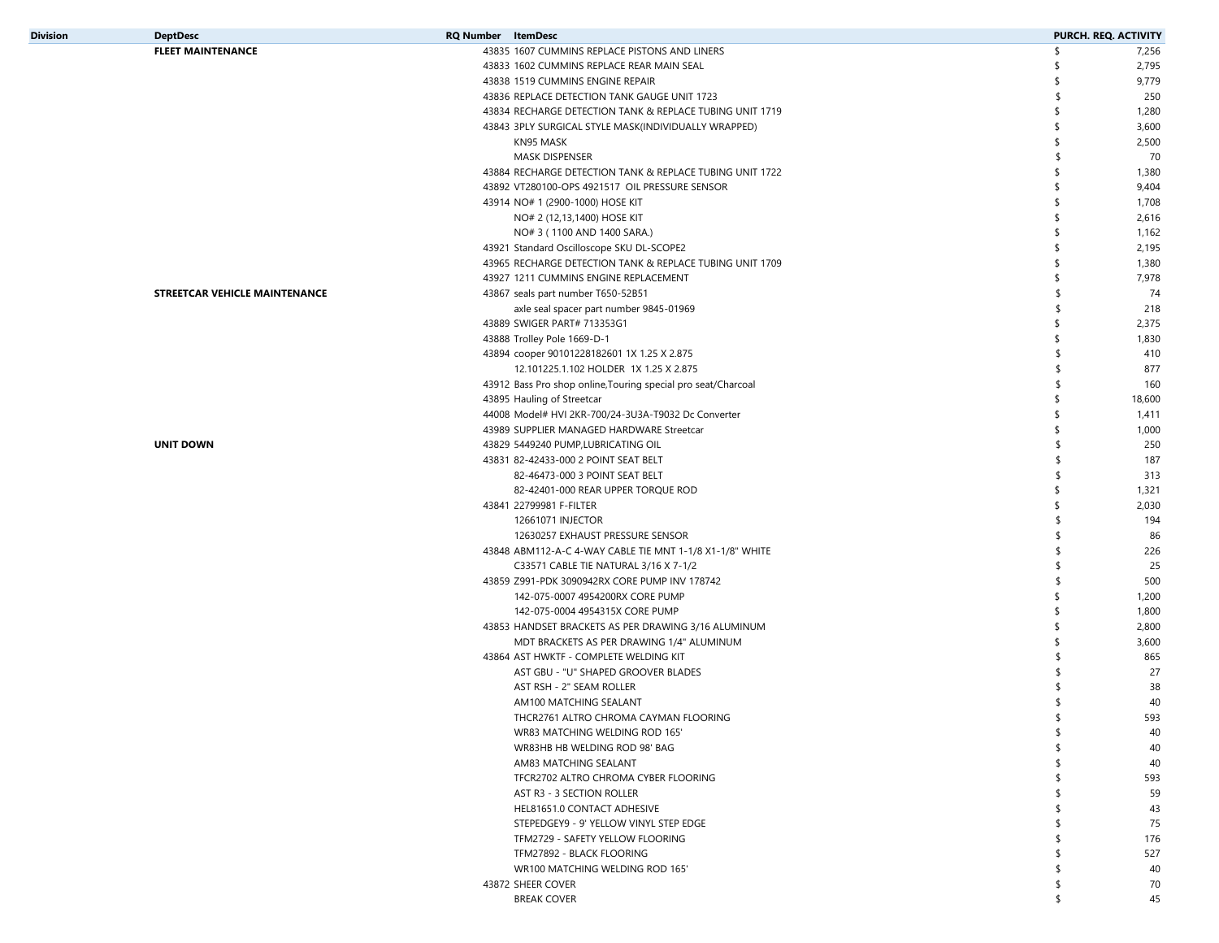| Division | DeptDesc | RQ Number | ItemDesc | PURCH. REQ. ACTIVITY |
|---|---|---|---|---|
| | **FLEET MAINTENANCE** | 43835 | 1607 CUMMINS REPLACE PISTONS AND LINERS | $ 7,256 |
| | | 43833 | 1602 CUMMINS REPLACE REAR MAIN SEAL | $ 2,795 |
| | | 43838 | 1519 CUMMINS ENGINE REPAIR | $ 9,779 |
| | | 43836 | REPLACE DETECTION TANK GAUGE UNIT 1723 | $ 250 |
| | | 43834 | RECHARGE DETECTION TANK & REPLACE TUBING UNIT 1719 | $ 1,280 |
| | | 43843 | 3PLY SURGICAL STYLE MASK(INDIVIDUALLY WRAPPED) | $ 3,600 |
| | | | KN95 MASK | $ 2,500 |
| | | | MASK DISPENSER | $ 70 |
| | | 43884 | RECHARGE DETECTION TANK & REPLACE TUBING UNIT 1722 | $ 1,380 |
| | | 43892 | VT280100-OPS 4921517 OIL PRESSURE SENSOR | $ 9,404 |
| | | 43914 | NO# 1 (2900-1000) HOSE KIT | $ 1,708 |
| | | | NO# 2 (12,13,1400) HOSE KIT | $ 2,616 |
| | | | NO# 3 ( 1100 AND 1400 SARA.) | $ 1,162 |
| | | 43921 | Standard Oscilloscope SKU DL-SCOPE2 | $ 2,195 |
| | | 43965 | RECHARGE DETECTION TANK & REPLACE TUBING UNIT 1709 | $ 1,380 |
| | | 43927 | 1211 CUMMINS ENGINE REPLACEMENT | $ 7,978 |
| | **STREETCAR VEHICLE MAINTENANCE** | 43867 | seals part number T650-52B51 | $ 74 |
| | | | axle seal spacer part number 9845-01969 | $ 218 |
| | | 43889 | SWIGER PART# 713353G1 | $ 2,375 |
| | | 43888 | Trolley Pole 1669-D-1 | $ 1,830 |
| | | 43894 | cooper 90101228182601 1X 1.25 X 2.875 | $ 410 |
| | | | 12.101225.1.102 HOLDER 1X 1.25 X 2.875 | $ 877 |
| | | 43912 | Bass Pro shop online,Touring special pro seat/Charcoal | $ 160 |
| | | 43895 | Hauling of Streetcar | $ 18,600 |
| | | 44008 | Model# HVI 2KR-700/24-3U3A-T9032 Dc Converter | $ 1,411 |
| | | 43989 | SUPPLIER MANAGED HARDWARE Streetcar | $ 1,000 |
| | **UNIT DOWN** | 43829 | 5449240 PUMP,LUBRICATING OIL | $ 250 |
| | | 43831 | 82-42433-000 2 POINT SEAT BELT | $ 187 |
| | | | 82-46473-000 3 POINT SEAT BELT | $ 313 |
| | | | 82-42401-000 REAR UPPER TORQUE ROD | $ 1,321 |
| | | 43841 | 22799981 F-FILTER | $ 2,030 |
| | | | 12661071 INJECTOR | $ 194 |
| | | | 12630257 EXHAUST PRESSURE SENSOR | $ 86 |
| | | 43848 | ABM112-A-C 4-WAY CABLE TIE MNT 1-1/8 X1-1/8" WHITE | $ 226 |
| | | | C33571 CABLE TIE NATURAL 3/16 X 7-1/2 | $ 25 |
| | | 43859 | Z991-PDK 3090942RX CORE PUMP INV 178742 | $ 500 |
| | | | 142-075-0007 4954200RX CORE PUMP | $ 1,200 |
| | | | 142-075-0004 4954315X CORE PUMP | $ 1,800 |
| | | 43853 | HANDSET BRACKETS AS PER DRAWING 3/16 ALUMINUM | $ 2,800 |
| | | | MDT BRACKETS AS PER DRAWING 1/4" ALUMINUM | $ 3,600 |
| | | 43864 | AST HWKTF - COMPLETE WELDING KIT | $ 865 |
| | | | AST GBU - "U" SHAPED GROOVER BLADES | $ 27 |
| | | | AST RSH - 2" SEAM ROLLER | $ 38 |
| | | | AM100 MATCHING SEALANT | $ 40 |
| | | | THCR2761 ALTRO CHROMA CAYMAN FLOORING | $ 593 |
| | | | WR83 MATCHING WELDING ROD 165' | $ 40 |
| | | | WR83HB HB WELDING ROD 98' BAG | $ 40 |
| | | | AM83 MATCHING SEALANT | $ 40 |
| | | | TFCR2702 ALTRO CHROMA CYBER FLOORING | $ 593 |
| | | | AST R3 - 3 SECTION ROLLER | $ 59 |
| | | | HEL81651.0 CONTACT ADHESIVE | $ 43 |
| | | | STEPEDGEY9 - 9' YELLOW VINYL STEP EDGE | $ 75 |
| | | | TFM2729 - SAFETY YELLOW FLOORING | $ 176 |
| | | | TFM27892 - BLACK FLOORING | $ 527 |
| | | | WR100 MATCHING WELDING ROD 165' | $ 40 |
| | | 43872 | SHEER COVER | $ 70 |
| | | | BREAK COVER | $ 45 |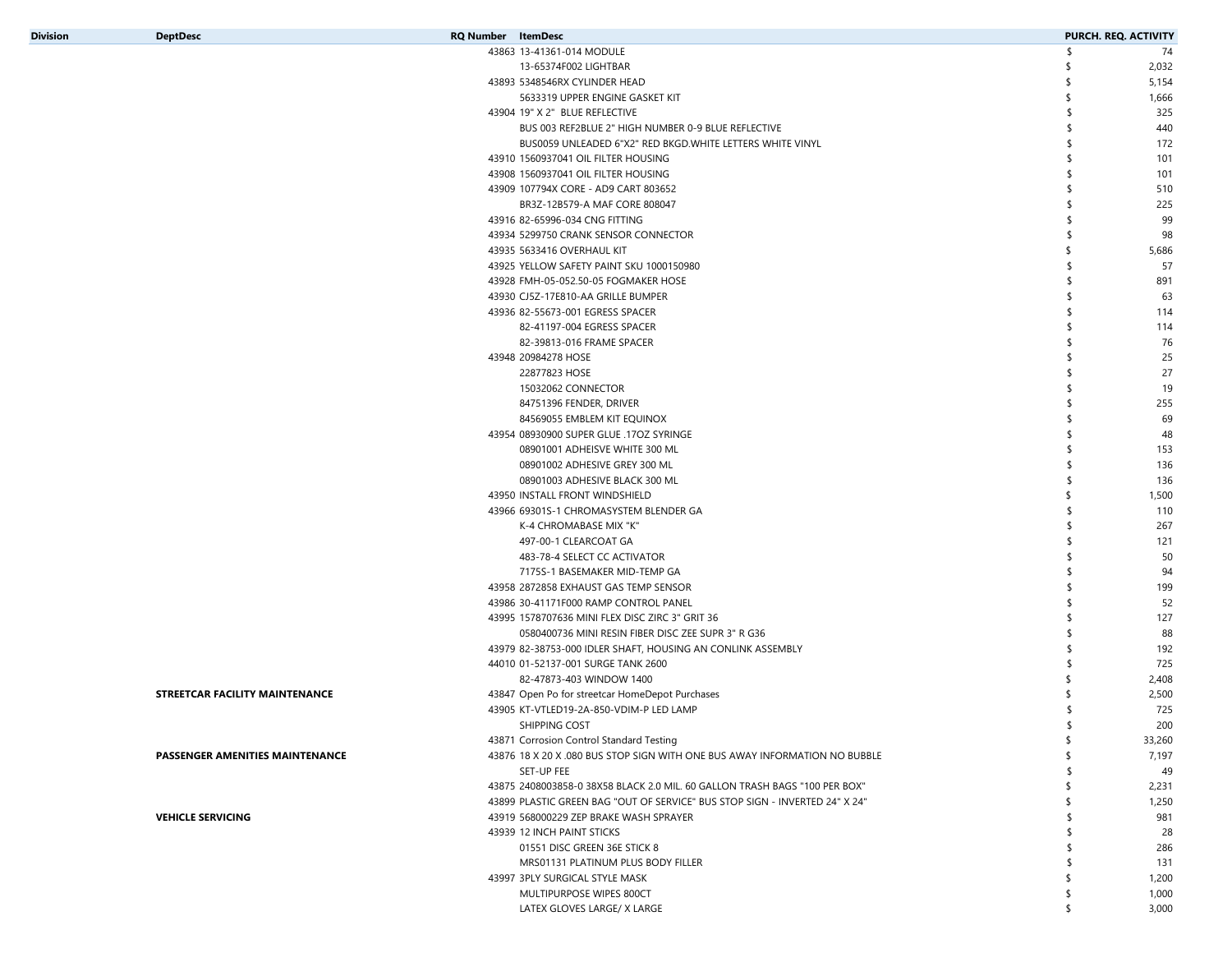| Division | DeptDesc | RQ Number | ItemDesc | PURCH. REQ. ACTIVITY |
|---|---|---|---|---|
| | | 43863 | 13-41361-014 MODULE | $ 74 |
| | | | 13-65374F002 LIGHTBAR | $ 2,032 |
| | | 43893 | 5348546RX CYLINDER HEAD | $ 5,154 |
| | | | 5633319 UPPER ENGINE GASKET KIT | $ 1,666 |
| | | 43904 | 19" X 2" BLUE REFLECTIVE | $ 325 |
| | | | BUS 003 REF2BLUE 2" HIGH NUMBER 0-9 BLUE REFLECTIVE | $ 440 |
| | | | BUS0059 UNLEADED 6"X2" RED BKGD.WHITE LETTERS WHITE VINYL | $ 172 |
| | | 43910 | 1560937041 OIL FILTER HOUSING | $ 101 |
| | | 43908 | 1560937041 OIL FILTER HOUSING | $ 101 |
| | | 43909 | 107794X CORE - AD9 CART 803652 | $ 510 |
| | | | BR3Z-12B579-A MAF CORE 808047 | $ 225 |
| | | 43916 | 82-65996-034 CNG FITTING | $ 99 |
| | | 43934 | 5299750 CRANK SENSOR CONNECTOR | $ 98 |
| | | 43935 | 5633416 OVERHAUL KIT | $ 5,686 |
| | | 43925 | YELLOW SAFETY PAINT SKU 1000150980 | $ 57 |
| | | 43928 | FMH-05-052.50-05 FOGMAKER HOSE | $ 891 |
| | | 43930 | CJ5Z-17E810-AA GRILLE BUMPER | $ 63 |
| | | 43936 | 82-55673-001 EGRESS SPACER | $ 114 |
| | | | 82-41197-004 EGRESS SPACER | $ 114 |
| | | | 82-39813-016 FRAME SPACER | $ 76 |
| | | 43948 | 20984278 HOSE | $ 25 |
| | | | 22877823 HOSE | $ 27 |
| | | | 15032062 CONNECTOR | $ 19 |
| | | | 84751396 FENDER, DRIVER | $ 255 |
| | | | 84569055 EMBLEM KIT EQUINOX | $ 69 |
| | | 43954 | 08930900 SUPER GLUE .17OZ SYRINGE | $ 48 |
| | | | 08901001 ADHEISVE WHITE 300 ML | $ 153 |
| | | | 08901002 ADHESIVE GREY 300 ML | $ 136 |
| | | | 08901003 ADHESIVE BLACK 300 ML | $ 136 |
| | | 43950 | INSTALL FRONT WINDSHIELD | $ 1,500 |
| | | 43966 | 69301S-1 CHROMASYSTEM BLENDER GA | $ 110 |
| | | | K-4 CHROMABASE MIX "K" | $ 267 |
| | | | 497-00-1 CLEARCOAT GA | $ 121 |
| | | | 483-78-4 SELECT CC ACTIVATOR | $ 50 |
| | | | 7175S-1 BASEMAKER MID-TEMP GA | $ 94 |
| | | 43958 | 2872858 EXHAUST GAS TEMP SENSOR | $ 199 |
| | | 43986 | 30-41171F000 RAMP CONTROL PANEL | $ 52 |
| | | 43995 | 1578707636 MINI FLEX DISC ZIRC 3" GRIT 36 | $ 127 |
| | | | 0580400736 MINI RESIN FIBER DISC ZEE SUPR 3" R G36 | $ 88 |
| | | 43979 | 82-38753-000 IDLER SHAFT, HOUSING AN CONLINK ASSEMBLY | $ 192 |
| | | 44010 | 01-52137-001 SURGE TANK 2600 | $ 725 |
| | | | 82-47873-403 WINDOW 1400 | $ 2,408 |
| | **STREETCAR FACILITY MAINTENANCE** | 43847 | Open Po for streetcar HomeDepot Purchases | $ 2,500 |
| | | 43905 | KT-VTLED19-2A-850-VDIM-P LED LAMP | $ 725 |
| | | | SHIPPING COST | $ 200 |
| | | 43871 | Corrosion Control Standard Testing | $ 33,260 |
| | **PASSENGER AMENITIES MAINTENANCE** | 43876 | 18 X 20 X .080 BUS STOP SIGN WITH ONE BUS AWAY INFORMATION NO BUBBLE | $ 7,197 |
| | | | SET-UP FEE | $ 49 |
| | | 43875 | 2408003858-0 38X58 BLACK 2.0 MIL. 60 GALLON TRASH BAGS "100 PER BOX" | $ 2,231 |
| | | 43899 | PLASTIC GREEN BAG "OUT OF SERVICE" BUS STOP SIGN - INVERTED 24" X 24" | $ 1,250 |
| | **VEHICLE SERVICING** | 43919 | 568000229 ZEP BRAKE WASH SPRAYER | $ 981 |
| | | 43939 | 12 INCH PAINT STICKS | $ 28 |
| | | | 01551 DISC GREEN 36E STICK 8 | $ 286 |
| | | | MRS01131 PLATINUM PLUS BODY FILLER | $ 131 |
| | | 43997 | 3PLY SURGICAL STYLE MASK | $ 1,200 |
| | | | MULTIPURPOSE WIPES 800CT | $ 1,000 |
| | | | LATEX GLOVES LARGE/ X LARGE | $ 3,000 |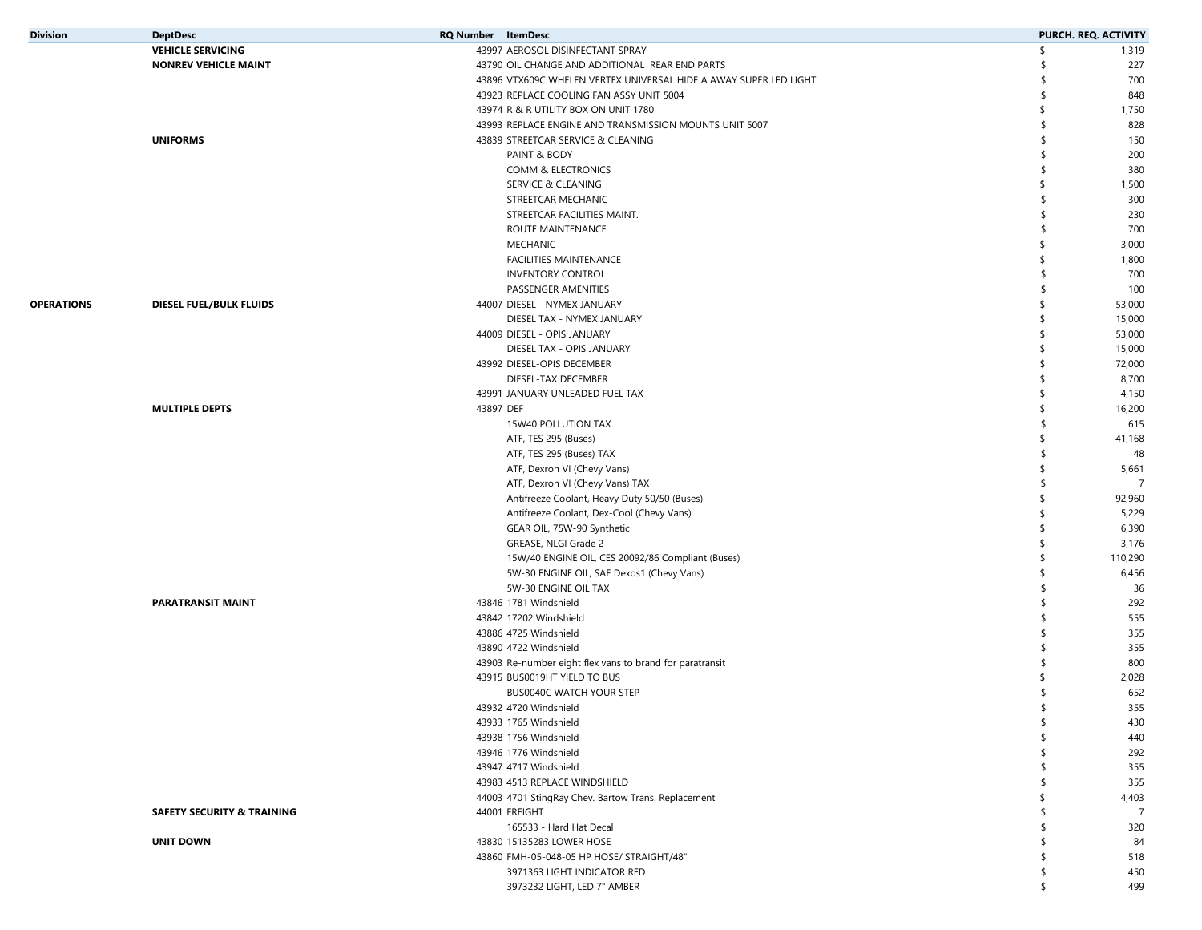| Division | DeptDesc | RQ Number | ItemDesc | PURCH. REQ. ACTIVITY |
|---|---|---|---|---|
| | VEHICLE SERVICING | 43997 | AEROSOL DISINFECTANT SPRAY | $ 1,319 |
| | NONREV VEHICLE MAINT | 43790 | OIL CHANGE AND ADDITIONAL REAR END PARTS | $ 227 |
| | | 43896 | VTX609C WHELEN VERTEX UNIVERSAL HIDE A AWAY SUPER LED LIGHT | $ 700 |
| | | 43923 | REPLACE COOLING FAN ASSY UNIT 5004 | $ 848 |
| | | 43974 | R & R UTILITY BOX ON UNIT 1780 | $ 1,750 |
| | | 43993 | REPLACE ENGINE AND TRANSMISSION MOUNTS UNIT 5007 | $ 828 |
| | UNIFORMS | 43839 | STREETCAR SERVICE & CLEANING | $ 150 |
| | | | PAINT & BODY | $ 200 |
| | | | COMM & ELECTRONICS | $ 380 |
| | | | SERVICE & CLEANING | $ 1,500 |
| | | | STREETCAR MECHANIC | $ 300 |
| | | | STREETCAR FACILITIES MAINT. | $ 230 |
| | | | ROUTE MAINTENANCE | $ 700 |
| | | | MECHANIC | $ 3,000 |
| | | | FACILITIES MAINTENANCE | $ 1,800 |
| | | | INVENTORY CONTROL | $ 700 |
| | | | PASSENGER AMENITIES | $ 100 |
| OPERATIONS | DIESEL FUEL/BULK FLUIDS | 44007 | DIESEL - NYMEX JANUARY | $ 53,000 |
| | | | DIESEL TAX - NYMEX JANUARY | $ 15,000 |
| | | 44009 | DIESEL - OPIS JANUARY | $ 53,000 |
| | | | DIESEL TAX - OPIS JANUARY | $ 15,000 |
| | | 43992 | DIESEL-OPIS DECEMBER | $ 72,000 |
| | | | DIESEL-TAX DECEMBER | $ 8,700 |
| | | 43991 | JANUARY UNLEADED FUEL TAX | $ 4,150 |
| | MULTIPLE DEPTS | 43897 | DEF | $ 16,200 |
| | | | 15W40 POLLUTION TAX | $ 615 |
| | | | ATF, TES 295 (Buses) | $ 41,168 |
| | | | ATF, TES 295 (Buses) TAX | $ 48 |
| | | | ATF, Dexron VI (Chevy Vans) | $ 5,661 |
| | | | ATF, Dexron VI (Chevy Vans) TAX | $ 7 |
| | | | Antifreeze Coolant, Heavy Duty 50/50 (Buses) | $ 92,960 |
| | | | Antifreeze Coolant, Dex-Cool (Chevy Vans) | $ 5,229 |
| | | | GEAR OIL, 75W-90 Synthetic | $ 6,390 |
| | | | GREASE, NLGI Grade 2 | $ 3,176 |
| | | | 15W/40 ENGINE OIL, CES 20092/86 Compliant (Buses) | $ 110,290 |
| | | | 5W-30 ENGINE OIL, SAE Dexos1 (Chevy Vans) | $ 6,456 |
| | | | 5W-30 ENGINE OIL TAX | $ 36 |
| | PARATRANSIT MAINT | 43846 | 1781 Windshield | $ 292 |
| | | 43842 | 17202 Windshield | $ 555 |
| | | 43886 | 4725 Windshield | $ 355 |
| | | 43890 | 4722 Windshield | $ 355 |
| | | 43903 | Re-number eight flex vans to brand for paratransit | $ 800 |
| | | 43915 | BUS0019HT YIELD TO BUS | $ 2,028 |
| | | | BUS0040C WATCH YOUR STEP | $ 652 |
| | | 43932 | 4720 Windshield | $ 355 |
| | | 43933 | 1765 Windshield | $ 430 |
| | | 43938 | 1756 Windshield | $ 440 |
| | | 43946 | 1776 Windshield | $ 292 |
| | | 43947 | 4717 Windshield | $ 355 |
| | | 43983 | 4513 REPLACE WINDSHIELD | $ 355 |
| | | 44003 | 4701 StingRay Chev. Bartow Trans. Replacement | $ 4,403 |
| | SAFETY SECURITY & TRAINING | 44001 | FREIGHT | $ 7 |
| | | | 165533 - Hard Hat Decal | $ 320 |
| | UNIT DOWN | 43830 | 15135283 LOWER HOSE | $ 84 |
| | | 43860 | FMH-05-048-05 HP HOSE/ STRAIGHT/48" | $ 518 |
| | | | 3971363 LIGHT INDICATOR RED | $ 450 |
| | | | 3973232 LIGHT, LED 7" AMBER | $ 499 |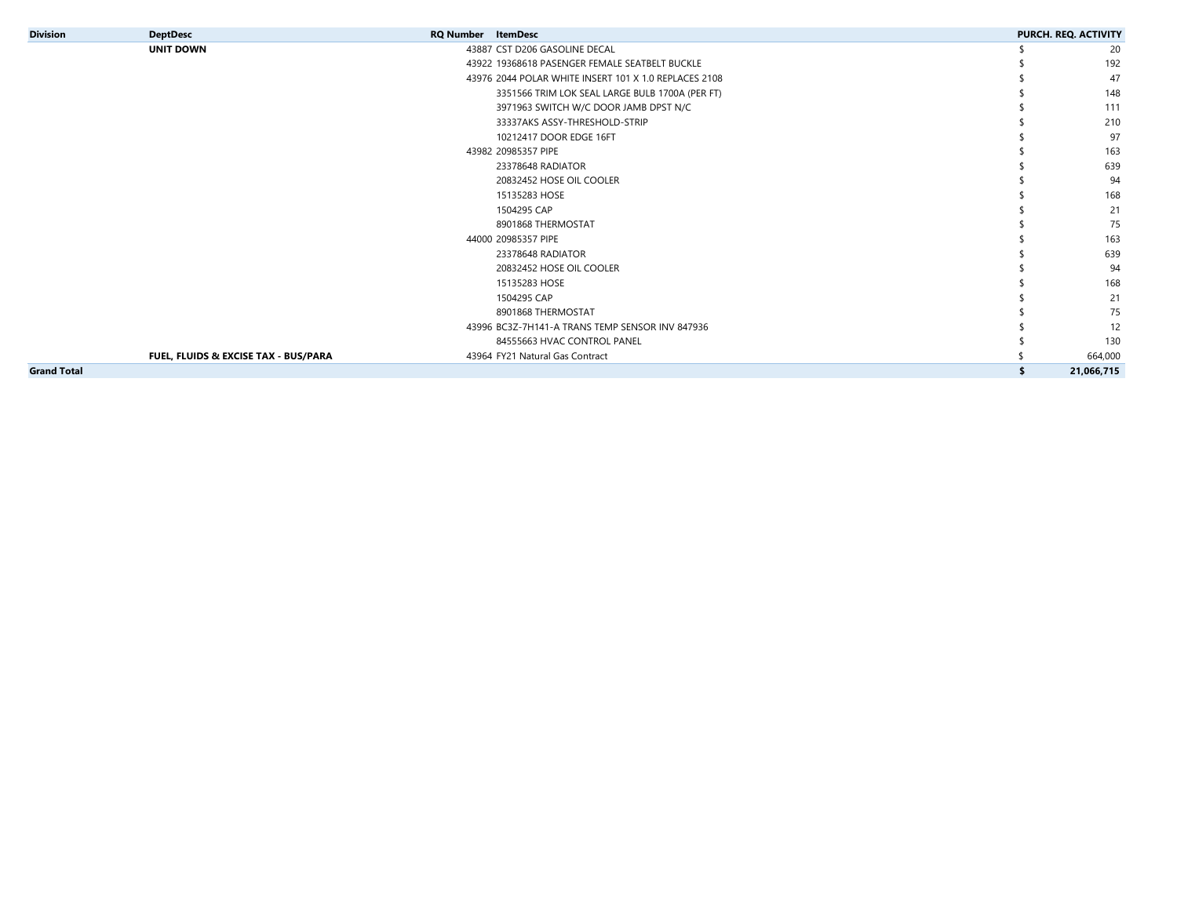| Division | DeptDesc | RQ Number | ItemDesc | PURCH. REQ. ACTIVITY |
| --- | --- | --- | --- | --- |
| | **UNIT DOWN** | 43887 | CST D206 GASOLINE DECAL | $ 20 |
| | | 43922 | 19368618 PASENGER FEMALE SEATBELT BUCKLE | $ 192 |
| | | 43976 | 2044 POLAR WHITE INSERT 101 X 1.0 REPLACES 2108 | $ 47 |
| | | | 3351566 TRIM LOK SEAL LARGE BULB 1700A (PER FT) | $ 148 |
| | | | 3971963 SWITCH W/C DOOR JAMB DPST N/C | $ 111 |
| | | | 33337AKS ASSY-THRESHOLD-STRIP | $ 210 |
| | | | 10212417 DOOR EDGE 16FT | $ 97 |
| | | 43982 | 20985357 PIPE | $ 163 |
| | | | 23378648 RADIATOR | $ 639 |
| | | | 20832452 HOSE OIL COOLER | $ 94 |
| | | | 15135283 HOSE | $ 168 |
| | | | 1504295 CAP | $ 21 |
| | | | 8901868 THERMOSTAT | $ 75 |
| | | 44000 | 20985357 PIPE | $ 163 |
| | | | 23378648 RADIATOR | $ 639 |
| | | | 20832452 HOSE OIL COOLER | $ 94 |
| | | | 15135283 HOSE | $ 168 |
| | | | 1504295 CAP | $ 21 |
| | | | 8901868 THERMOSTAT | $ 75 |
| | | 43996 | BC3Z-7H141-A TRANS TEMP SENSOR INV 847936 | $ 12 |
| | | | 84555663 HVAC CONTROL PANEL | $ 130 |
| | **FUEL, FLUIDS & EXCISE TAX - BUS/PARA** | 43964 | FY21 Natural Gas Contract | $ 664,000 |
| **Grand Total** | | | | **$ 21,066,715** |